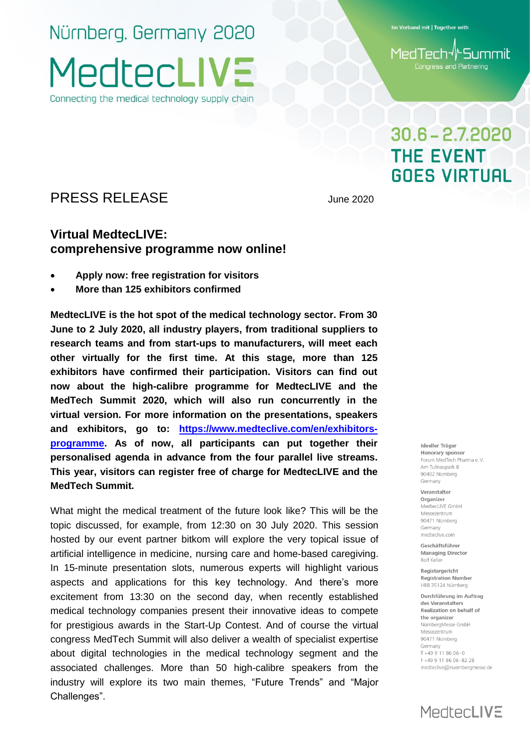Nürnberg, Germany 2020

# MedtecLIVE

Connecting the medical technology supply chain

Im Verbund mit | Together with

MedTech Summit
Congress and Partnering

30.6 – 2.7.2020
THE EVENT GOES VIRTUAL

## PRESS RELEASE

June 2020

## Virtual MedtecLIVE: comprehensive programme now online!

- **Apply now: free registration for visitors**
- **More than 125 exhibitors confirmed**

**MedtecLIVE is the hot spot of the medical technology sector. From 30 June to 2 July 2020, all industry players, from traditional suppliers to research teams and from start-ups to manufacturers, will meet each other virtually for the first time. At this stage, more than 125 exhibitors have confirmed their participation. Visitors can find out now about the high-calibre programme for MedtecLIVE and the MedTech Summit 2020, which will also run concurrently in the virtual version. For more information on the presentations, speakers and exhibitors, go to: [https://www.medteclive.com/en/exhibitors-programme](https://www.medteclive.com/en/exhibitors-programme). As of now, all participants can put together their personalised agenda in advance from the four parallel live streams. This year, visitors can register free of charge for MedtecLIVE and the MedTech Summit.**

What might the medical treatment of the future look like? This will be the topic discussed, for example, from 12:30 on 30 July 2020. This session hosted by our event partner bitkom will explore the very topical issue of artificial intelligence in medicine, nursing care and home-based caregiving. In 15-minute presentation slots, numerous experts will highlight various aspects and applications for this key technology. And there's more excitement from 13:30 on the second day, when recently established medical technology companies present their innovative ideas to compete for prestigious awards in the Start-Up Contest. And of course the virtual congress MedTech Summit will also deliver a wealth of specialist expertise about digital technologies in the medical technology segment and the associated challenges. More than 50 high-calibre speakers from the industry will explore its two main themes, "Future Trends" and "Major Challenges".

**Ideeller Träger**
**Honorary sponsor**
Forum MedTech Pharma e. V.
Am Tullnaupark 8
90402 Nürnberg
Germany

**Veranstalter**
**Organizer**
MedtecLIVE GmbH
Messezentrum
90471 Nürnberg
Germany
medteclive.com

**Geschäftsführer**
**Managing Director**
Rolf Keller

**Registergericht**
**Registration Number**
HRB 35124 Nürnberg

**Durchführung im Auftrag des Veranstalters**
**Realization on behalf of the organizer**
NürnbergMesse GmbH
Messezentrum
90471 Nürnberg
Germany
T +49 9 11 86 06 - 0
F +49 9 11 86 06 - 82 28
medteclive@nuernbergmesse.de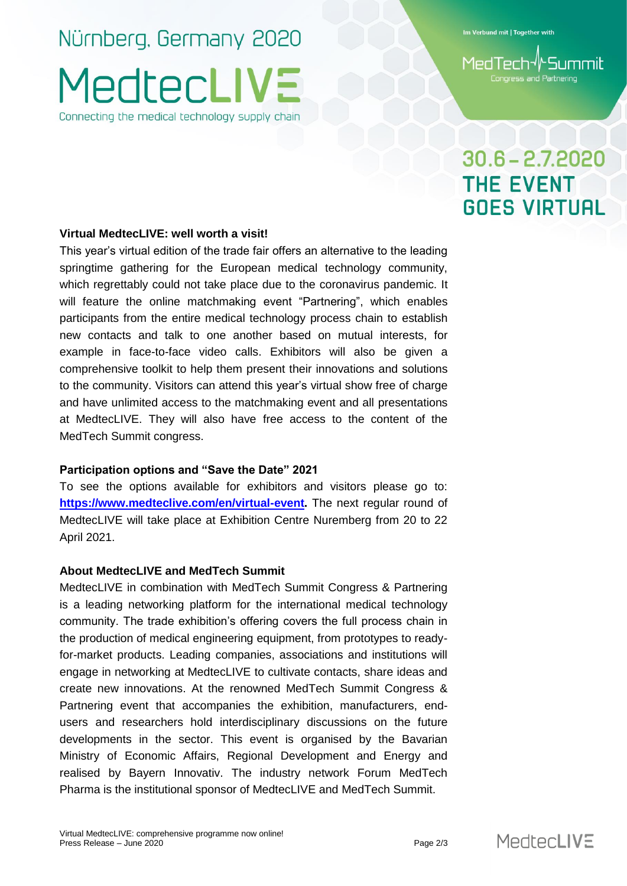Nürnberg, Germany 2020

MedtecLIVE

Connecting the medical technology supply chain

Im Verbund mit | Together with

MedTech Summit

Congress and Partnering

30.6 – 2.7.2020
THE EVENT GOES VIRTUAL

**Virtual MedtecLIVE: well worth a visit!**

This year's virtual edition of the trade fair offers an alternative to the leading springtime gathering for the European medical technology community, which regrettably could not take place due to the coronavirus pandemic. It will feature the online matchmaking event "Partnering", which enables participants from the entire medical technology process chain to establish new contacts and talk to one another based on mutual interests, for example in face-to-face video calls. Exhibitors will also be given a comprehensive toolkit to help them present their innovations and solutions to the community. Visitors can attend this year's virtual show free of charge and have unlimited access to the matchmaking event and all presentations at MedtecLIVE. They will also have free access to the content of the MedTech Summit congress.

**Participation options and "Save the Date" 2021**

To see the options available for exhibitors and visitors please go to: **https://www.medteclive.com/en/virtual-event.** The next regular round of MedtecLIVE will take place at Exhibition Centre Nuremberg from 20 to 22 April 2021.

**About MedtecLIVE and MedTech Summit**

MedtecLIVE in combination with MedTech Summit Congress & Partnering is a leading networking platform for the international medical technology community. The trade exhibition's offering covers the full process chain in the production of medical engineering equipment, from prototypes to ready-for-market products. Leading companies, associations and institutions will engage in networking at MedtecLIVE to cultivate contacts, share ideas and create new innovations. At the renowned MedTech Summit Congress & Partnering event that accompanies the exhibition, manufacturers, end-users and researchers hold interdisciplinary discussions on the future developments in the sector. This event is organised by the Bavarian Ministry of Economic Affairs, Regional Development and Energy and realised by Bayern Innovativ. The industry network Forum MedTech Pharma is the institutional sponsor of MedtecLIVE and MedTech Summit.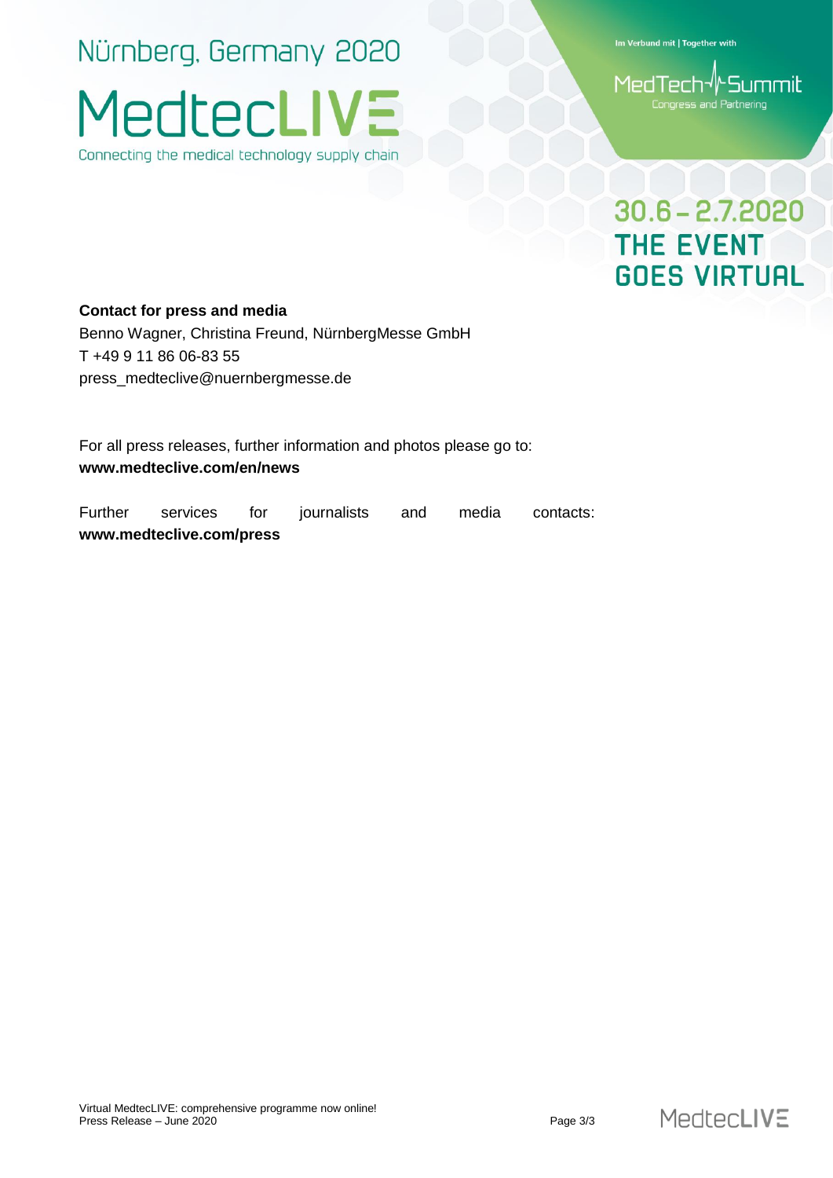**Contact for press and media**
Benno Wagner, Christina Freund, NürnbergMesse GmbH
T +49 9 11 86 06-83 55
press_medteclive@nuernbergmesse.de

For all press releases, further information and photos please go to:
**www.medteclive.com/en/news**

Further services for journalists and media contacts:
**www.medteclive.com/press**